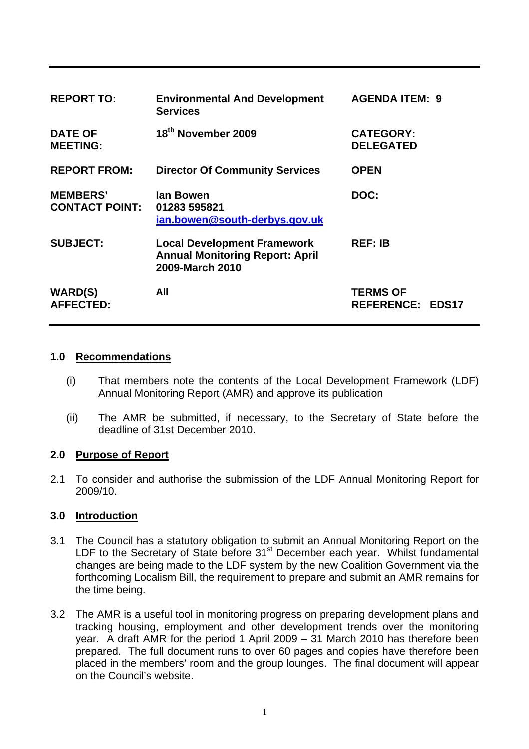| REPORT TO: | Environmental And Development Services | AGENDA ITEM: 9 |
|---|---|---|
| DATE OF MEETING: | 18th November 2009 | CATEGORY: DELEGATED |
| REPORT FROM: | Director Of Community Services | OPEN |
| MEMBERS' CONTACT POINT: | Ian Bowen<br>01283 595821<br>ian.bowen@south-derbys.gov.uk | DOC: |
| SUBJECT: | Local Development Framework Annual Monitoring Report: April 2009-March 2010 | REF: IB |
| WARD(S) AFFECTED: | All | TERMS OF REFERENCE: EDS17 |

## 1.0 Recommendations

(i) That members note the contents of the Local Development Framework (LDF) Annual Monitoring Report (AMR) and approve its publication

(ii) The AMR be submitted, if necessary, to the Secretary of State before the deadline of 31st December 2010.

## 2.0 Purpose of Report

2.1 To consider and authorise the submission of the LDF Annual Monitoring Report for 2009/10.

## 3.0 Introduction

3.1 The Council has a statutory obligation to submit an Annual Monitoring Report on the LDF to the Secretary of State before 31st December each year. Whilst fundamental changes are being made to the LDF system by the new Coalition Government via the forthcoming Localism Bill, the requirement to prepare and submit an AMR remains for the time being.

3.2 The AMR is a useful tool in monitoring progress on preparing development plans and tracking housing, employment and other development trends over the monitoring year. A draft AMR for the period 1 April 2009 – 31 March 2010 has therefore been prepared. The full document runs to over 60 pages and copies have therefore been placed in the members' room and the group lounges. The final document will appear on the Council's website.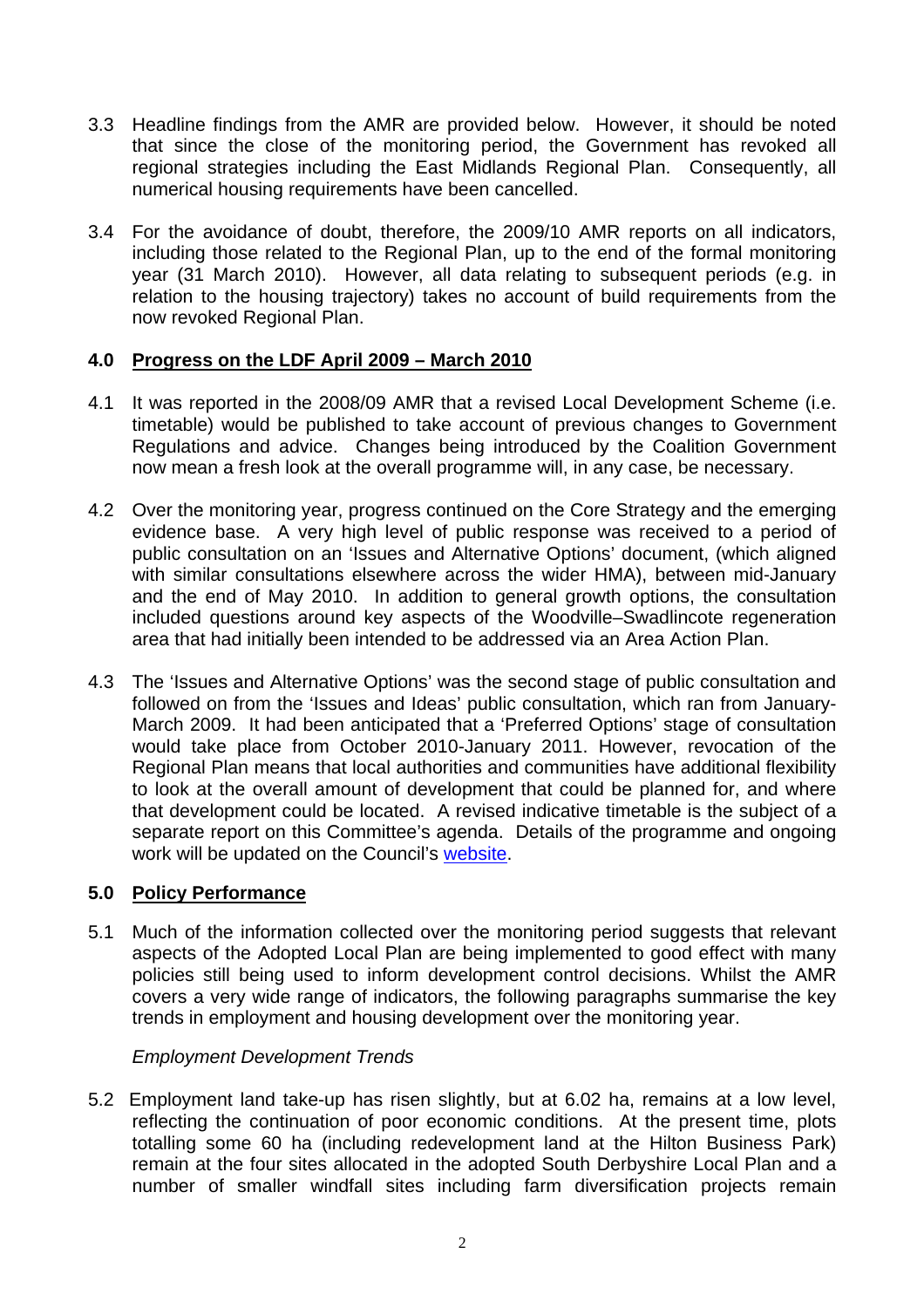3.3 Headline findings from the AMR are provided below. However, it should be noted that since the close of the monitoring period, the Government has revoked all regional strategies including the East Midlands Regional Plan. Consequently, all numerical housing requirements have been cancelled.

3.4 For the avoidance of doubt, therefore, the 2009/10 AMR reports on all indicators, including those related to the Regional Plan, up to the end of the formal monitoring year (31 March 2010). However, all data relating to subsequent periods (e.g. in relation to the housing trajectory) takes no account of build requirements from the now revoked Regional Plan.

## 4.0 Progress on the LDF April 2009 – March 2010

4.1 It was reported in the 2008/09 AMR that a revised Local Development Scheme (i.e. timetable) would be published to take account of previous changes to Government Regulations and advice. Changes being introduced by the Coalition Government now mean a fresh look at the overall programme will, in any case, be necessary.

4.2 Over the monitoring year, progress continued on the Core Strategy and the emerging evidence base. A very high level of public response was received to a period of public consultation on an 'Issues and Alternative Options' document, (which aligned with similar consultations elsewhere across the wider HMA), between mid-January and the end of May 2010. In addition to general growth options, the consultation included questions around key aspects of the Woodville–Swadlincote regeneration area that had initially been intended to be addressed via an Area Action Plan.

4.3 The 'Issues and Alternative Options' was the second stage of public consultation and followed on from the 'Issues and Ideas' public consultation, which ran from January-March 2009. It had been anticipated that a 'Preferred Options' stage of consultation would take place from October 2010-January 2011. However, revocation of the Regional Plan means that local authorities and communities have additional flexibility to look at the overall amount of development that could be planned for, and where that development could be located. A revised indicative timetable is the subject of a separate report on this Committee's agenda. Details of the programme and ongoing work will be updated on the Council's website.

## 5.0 Policy Performance

5.1 Much of the information collected over the monitoring period suggests that relevant aspects of the Adopted Local Plan are being implemented to good effect with many policies still being used to inform development control decisions. Whilst the AMR covers a very wide range of indicators, the following paragraphs summarise the key trends in employment and housing development over the monitoring year.

*Employment Development Trends*

5.2 Employment land take-up has risen slightly, but at 6.02 ha, remains at a low level, reflecting the continuation of poor economic conditions. At the present time, plots totalling some 60 ha (including redevelopment land at the Hilton Business Park) remain at the four sites allocated in the adopted South Derbyshire Local Plan and a number of smaller windfall sites including farm diversification projects remain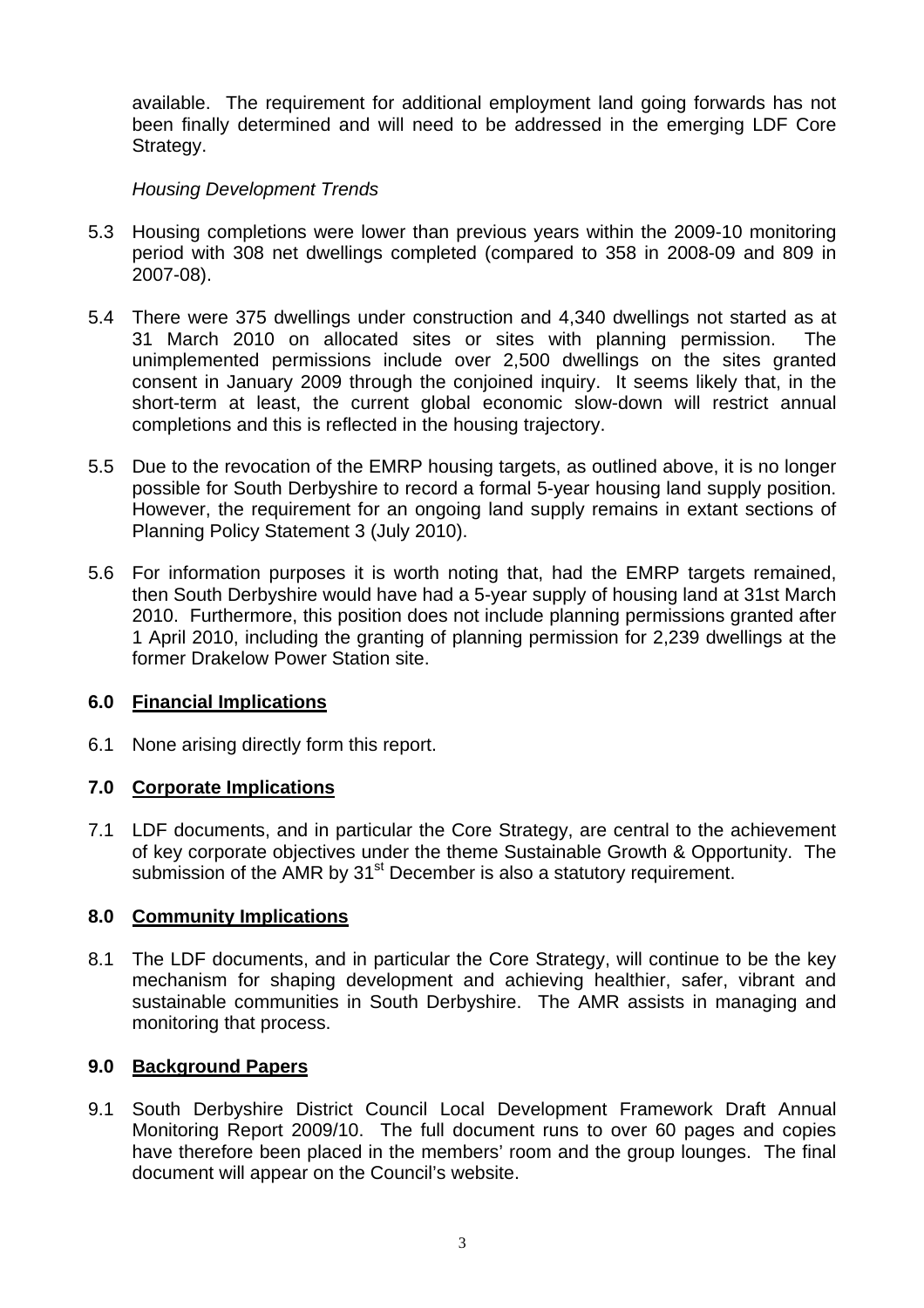available. The requirement for additional employment land going forwards has not been finally determined and will need to be addressed in the emerging LDF Core Strategy.

*Housing Development Trends*

5.3 Housing completions were lower than previous years within the 2009-10 monitoring period with 308 net dwellings completed (compared to 358 in 2008-09 and 809 in 2007-08).

5.4 There were 375 dwellings under construction and 4,340 dwellings not started as at 31 March 2010 on allocated sites or sites with planning permission. The unimplemented permissions include over 2,500 dwellings on the sites granted consent in January 2009 through the conjoined inquiry. It seems likely that, in the short-term at least, the current global economic slow-down will restrict annual completions and this is reflected in the housing trajectory.

5.5 Due to the revocation of the EMRP housing targets, as outlined above, it is no longer possible for South Derbyshire to record a formal 5-year housing land supply position. However, the requirement for an ongoing land supply remains in extant sections of Planning Policy Statement 3 (July 2010).

5.6 For information purposes it is worth noting that, had the EMRP targets remained, then South Derbyshire would have had a 5-year supply of housing land at 31st March 2010. Furthermore, this position does not include planning permissions granted after 1 April 2010, including the granting of planning permission for 2,239 dwellings at the former Drakelow Power Station site.

## 6.0 Financial Implications

6.1 None arising directly form this report.

## 7.0 Corporate Implications

7.1 LDF documents, and in particular the Core Strategy, are central to the achievement of key corporate objectives under the theme Sustainable Growth & Opportunity. The submission of the AMR by 31st December is also a statutory requirement.

## 8.0 Community Implications

8.1 The LDF documents, and in particular the Core Strategy, will continue to be the key mechanism for shaping development and achieving healthier, safer, vibrant and sustainable communities in South Derbyshire. The AMR assists in managing and monitoring that process.

## 9.0 Background Papers

9.1 South Derbyshire District Council Local Development Framework Draft Annual Monitoring Report 2009/10. The full document runs to over 60 pages and copies have therefore been placed in the members' room and the group lounges. The final document will appear on the Council's website.